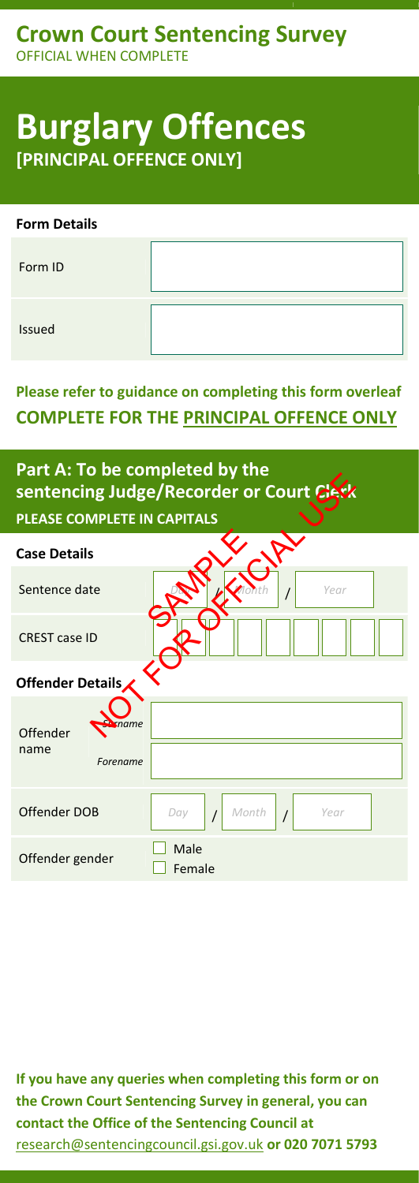# Crown Court Sentencing Survey

OFFICIAL WHEN COMPLETE

# Burglary Offences

**[PRINCIPAL OFFENCE ONLY]**

## Form Details

| Form ID | |
|---|---|
| Issued | |

**Please refer to guidance on completing this form overleaf**

**COMPLETE FOR THE PRINCIPAL OFFENCE ONLY**

## Part A: To be completed by the sentencing Judge/Recorder or Court Clerk

**PLEASE COMPLETE IN CAPITALS**

SAMPLE NOT FOR OFFICIAL USE

### Case Details

| | |
|---|---|
| Sentence date | *Day* / *Month* / *Year* |
| CREST case ID | |

### Offender Details

| | | |
|---|---|---|
| Offender name | *Surname* | |
| | *Forename* | |
| Offender DOB | | *Day* / *Month* / *Year* |
| Offender gender | | ☐ Male ☐ Female |

**If you have any queries when completing this form or on the Crown Court Sentencing Survey in general, you can contact the Office of the Sentencing Council at** research@sentencingcouncil.gsi.gov.uk **or 020 7071 5793**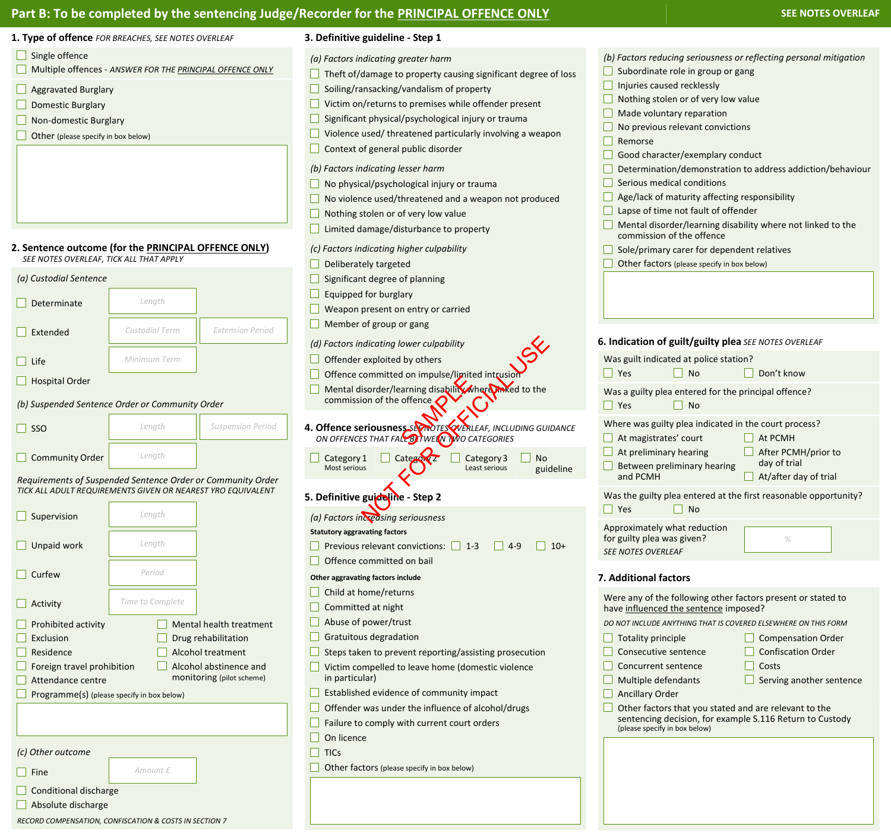## Part B: To be completed by the sentencing Judge/Recorder for the PRINCIPAL OFFENCE ONLY

SEE NOTES OVERLEAF

### 1. Type of offence *FOR BREACHES, SEE NOTES OVERLEAF*

- ☐ Single offence
- ☐ Multiple offences - *ANSWER FOR THE PRINCIPAL OFFENCE ONLY*

- ☐ Aggravated Burglary
- ☐ Domestic Burglary
- ☐ Non-domestic Burglary
- ☐ Other (please specify in box below)

### 2. Sentence outcome (for the PRINCIPAL OFFENCE ONLY)

*SEE NOTES OVERLEAF, TICK ALL THAT APPLY*

*(a) Custodial Sentence*

- ☐ Determinate — Length
- ☐ Extended — Custodial Term / Extension Period
- ☐ Life — Minimum Term
- ☐ Hospital Order

*(b) Suspended Sentence Order or Community Order*

- ☐ SSO — Length / Suspension Period
- ☐ Community Order — Length

*Requirements of Suspended Sentence Order or Community Order*
*TICK ALL ADULT REQUIREMENTS GIVEN OR NEAREST YRO EQUIVALENT*

- ☐ Supervision — Length
- ☐ Unpaid work — Length
- ☐ Curfew — Period
- ☐ Activity — Time to Complete
- ☐ Prohibited activity
- ☐ Exclusion
- ☐ Residence
- ☐ Foreign travel prohibition
- ☐ Attendance centre
- ☐ Mental health treatment
- ☐ Drug rehabilitation
- ☐ Alcohol treatment
- ☐ Alcohol abstinence and monitoring (pilot scheme)
- ☐ Programme(s) (please specify in box below)

*(c) Other outcome*

- ☐ Fine — Amount £
- ☐ Conditional discharge
- ☐ Absolute discharge

*RECORD COMPENSATION, CONFISCATION & COSTS IN SECTION 7*

### 3. Definitive guideline - Step 1

*(a) Factors indicating greater harm*

- ☐ Theft of/damage to property causing significant degree of loss
- ☐ Soiling/ransacking/vandalism of property
- ☐ Victim on/returns to premises while offender present
- ☐ Significant physical/psychological injury or trauma
- ☐ Violence used/ threatened particularly involving a weapon
- ☐ Context of general public disorder

*(b) Factors indicating lesser harm*

- ☐ No physical/psychological injury or trauma
- ☐ No violence used/threatened and a weapon not produced
- ☐ Nothing stolen or of very low value
- ☐ Limited damage/disturbance to property

*(c) Factors indicating higher culpability*

- ☐ Deliberately targeted
- ☐ Significant degree of planning
- ☐ Equipped for burglary
- ☐ Weapon present on entry or carried
- ☐ Member of group or gang

*(d) Factors indicating lower culpability*

- ☐ Offender exploited by others
- ☐ Offence committed on impulse/limited intrusion
- ☐ Mental disorder/learning disability where linked to the commission of the offence

### 4. Offence seriousness *SEE NOTES OVERLEAF, INCLUDING GUIDANCE ON OFFENCES THAT FALL BETWEEN TWO CATEGORIES*

- ☐ Category 1 (Most serious)
- ☐ Category 2
- ☐ Category 3 (Least serious)
- ☐ No guideline

### 5. Definitive guideline - Step 2

*(a) Factors increasing seriousness*

**Statutory aggravating factors**

- ☐ Previous relevant convictions: ☐ 1-3 ☐ 4-9 ☐ 10+
- ☐ Offence committed on bail

**Other aggravating factors include**

- ☐ Child at home/returns
- ☐ Committed at night
- ☐ Abuse of power/trust
- ☐ Gratuitous degradation
- ☐ Steps taken to prevent reporting/assisting prosecution
- ☐ Victim compelled to leave home (domestic violence in particular)
- ☐ Established evidence of community impact
- ☐ Offender was under the influence of alcohol/drugs
- ☐ Failure to comply with current court orders
- ☐ On licence
- ☐ TICs
- ☐ Other factors (please specify in box below)

*(b) Factors reducing seriousness or reflecting personal mitigation*

- ☐ Subordinate role in group or gang
- ☐ Injuries caused recklessly
- ☐ Nothing stolen or of very low value
- ☐ Made voluntary reparation
- ☐ No previous relevant convictions
- ☐ Remorse
- ☐ Good character/exemplary conduct
- ☐ Determination/demonstration to address addiction/behaviour
- ☐ Serious medical conditions
- ☐ Age/lack of maturity affecting responsibility
- ☐ Lapse of time not fault of offender
- ☐ Mental disorder/learning disability where not linked to the commission of the offence
- ☐ Sole/primary carer for dependent relatives
- ☐ Other factors (please specify in box below)

### 6. Indication of guilt/guilty plea *SEE NOTES OVERLEAF*

Was guilt indicated at police station?
☐ Yes ☐ No ☐ Don't know

Was a guilty plea entered for the principal offence?
☐ Yes ☐ No

Where was guilty plea indicated in the court process?

- ☐ At magistrates' court
- ☐ At preliminary hearing
- ☐ Between preliminary hearing and PCMH
- ☐ At PCMH
- ☐ After PCMH/prior to day of trial
- ☐ At/after day of trial

Was the guilty plea entered at the first reasonable opportunity?
☐ Yes ☐ No

Approximately what reduction for guilty plea was given? — %
*SEE NOTES OVERLEAF*

### 7. Additional factors

Were any of the following other factors present or stated to have influenced the sentence imposed?

*DO NOT INCLUDE ANYTHING THAT IS COVERED ELSEWHERE ON THIS FORM*

- ☐ Totality principle
- ☐ Consecutive sentence
- ☐ Concurrent sentence
- ☐ Multiple defendants
- ☐ Ancillary Order
- ☐ Compensation Order
- ☐ Confiscation Order
- ☐ Costs
- ☐ Serving another sentence
- ☐ Other factors that you stated and are relevant to the sentencing decision, for example S.116 Return to Custody (please specify in box below)

NOT FOR OFFICIAL USE SAMPLE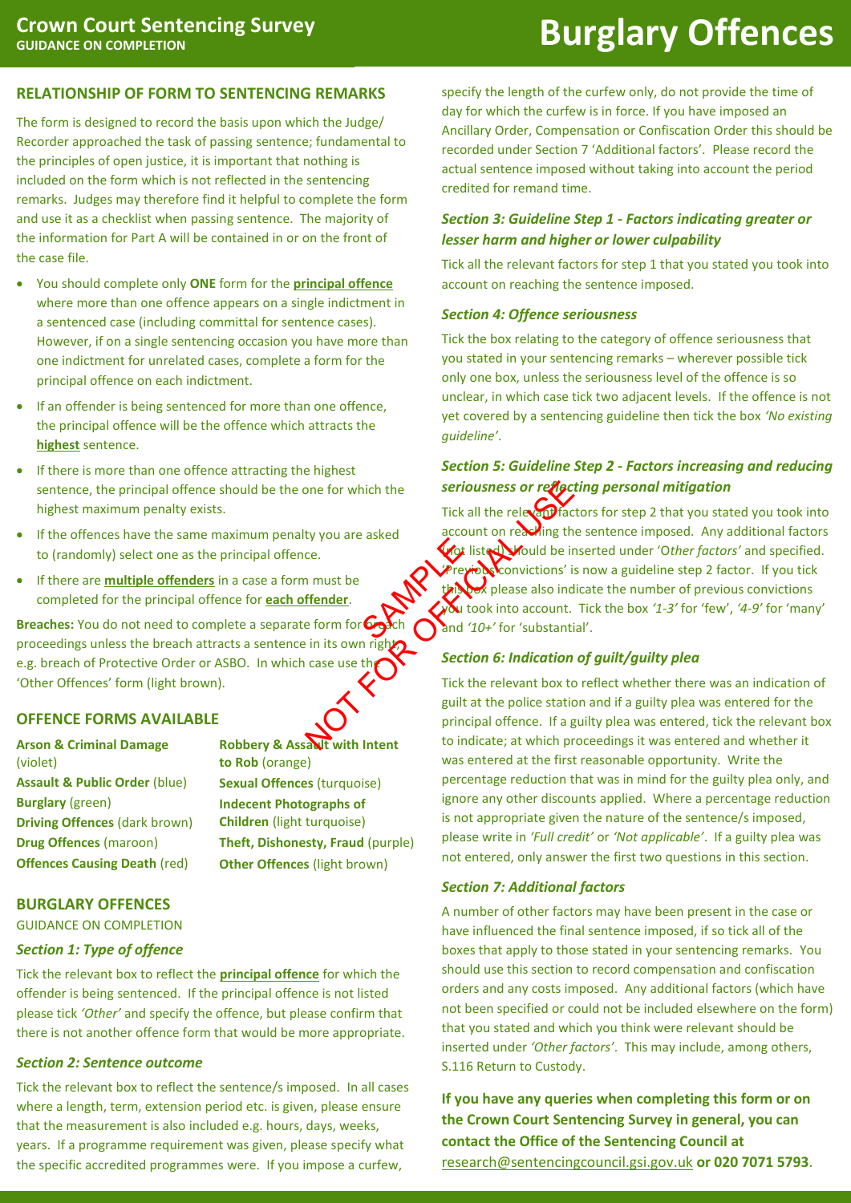# Crown Court Sentencing Survey
GUIDANCE ON COMPLETION

# Burglary Offences

## RELATIONSHIP OF FORM TO SENTENCING REMARKS

The form is designed to record the basis upon which the Judge/ Recorder approached the task of passing sentence; fundamental to the principles of open justice, it is important that nothing is included on the form which is not reflected in the sentencing remarks. Judges may therefore find it helpful to complete the form and use it as a checklist when passing sentence. The majority of the information for Part A will be contained in or on the front of the case file.

- You should complete only **ONE** form for the **principal offence** where more than one offence appears on a single indictment in a sentenced case (including committal for sentence cases). However, if on a single sentencing occasion you have more than one indictment for unrelated cases, complete a form for the principal offence on each indictment.
- If an offender is being sentenced for more than one offence, the principal offence will be the offence which attracts the **highest** sentence.
- If there is more than one offence attracting the highest sentence, the principal offence should be the one for which the highest maximum penalty exists.
- If the offences have the same maximum penalty you are asked to (randomly) select one as the principal offence.
- If there are **multiple offenders** in a case a form must be completed for the principal offence for **each offender**.

**Breaches:** You do not need to complete a separate form for breach proceedings unless the breach attracts a sentence in its own right, e.g. breach of Protective Order or ASBO. In which case use the 'Other Offences' form (light brown).

## OFFENCE FORMS AVAILABLE

- **Arson & Criminal Damage** (violet)
- **Assault & Public Order** (blue)
- **Burglary** (green)
- **Driving Offences** (dark brown)
- **Drug Offences** (maroon)
- **Offences Causing Death** (red)
- **Robbery & Assault with Intent to Rob** (orange)
- **Sexual Offences** (turquoise)
- **Indecent Photographs of Children** (light turquoise)
- **Theft, Dishonesty, Fraud** (purple)
- **Other Offences** (light brown)

## BURGLARY OFFENCES

GUIDANCE ON COMPLETION

### *Section 1: Type of offence*

Tick the relevant box to reflect the **principal offence** for which the offender is being sentenced. If the principal offence is not listed please tick *'Other'* and specify the offence, but please confirm that there is not another offence form that would be more appropriate.

### *Section 2: Sentence outcome*

Tick the relevant box to reflect the sentence/s imposed. In all cases where a length, term, extension period etc. is given, please ensure that the measurement is also included e.g. hours, days, weeks, years. If a programme requirement was given, please specify what the specific accredited programmes were. If you impose a curfew, specify the length of the curfew only, do not provide the time of day for which the curfew is in force. If you have imposed an Ancillary Order, Compensation or Confiscation Order this should be recorded under Section 7 'Additional factors'. Please record the actual sentence imposed without taking into account the period credited for remand time.

### *Section 3: Guideline Step 1 - Factors indicating greater or lesser harm and higher or lower culpability*

Tick all the relevant factors for step 1 that you stated you took into account on reaching the sentence imposed.

### *Section 4: Offence seriousness*

Tick the box relating to the category of offence seriousness that you stated in your sentencing remarks – wherever possible tick only one box, unless the seriousness level of the offence is so unclear, in which case tick two adjacent levels. If the offence is not yet covered by a sentencing guideline then tick the box *'No existing guideline'*.

### *Section 5: Guideline Step 2 - Factors increasing and reducing seriousness or reflecting personal mitigation*

Tick all the relevant factors for step 2 that you stated you took into account on reaching the sentence imposed. Any additional factors not listed should be inserted under 'O*ther factors'* and specified. 'Previous convictions' is now a guideline step 2 factor. If you tick this box please also indicate the number of previous convictions you took into account. Tick the box *'1-3'* for 'few', *'4-9'* for 'many' and *'10+'* for 'substantial'.

### *Section 6: Indication of guilt/guilty plea*

Tick the relevant box to reflect whether there was an indication of guilt at the police station and if a guilty plea was entered for the principal offence. If a guilty plea was entered, tick the relevant box to indicate; at which proceedings it was entered and whether it was entered at the first reasonable opportunity. Write the percentage reduction that was in mind for the guilty plea only, and ignore any other discounts applied. Where a percentage reduction is not appropriate given the nature of the sentence/s imposed, please write in *'Full credit'* or *'Not applicable'*. If a guilty plea was not entered, only answer the first two questions in this section.

### *Section 7: Additional factors*

A number of other factors may have been present in the case or have influenced the final sentence imposed, if so tick all of the boxes that apply to those stated in your sentencing remarks. You should use this section to record compensation and confiscation orders and any costs imposed. Any additional factors (which have not been specified or could not be included elsewhere on the form) that you stated and which you think were relevant should be inserted under *'Other factors'*. This may include, among others, S.116 Return to Custody.

**If you have any queries when completing this form or on the Crown Court Sentencing Survey in general, you can contact the Office of the Sentencing Council at** research@sentencingcouncil.gsi.gov.uk **or 020 7071 5793**.